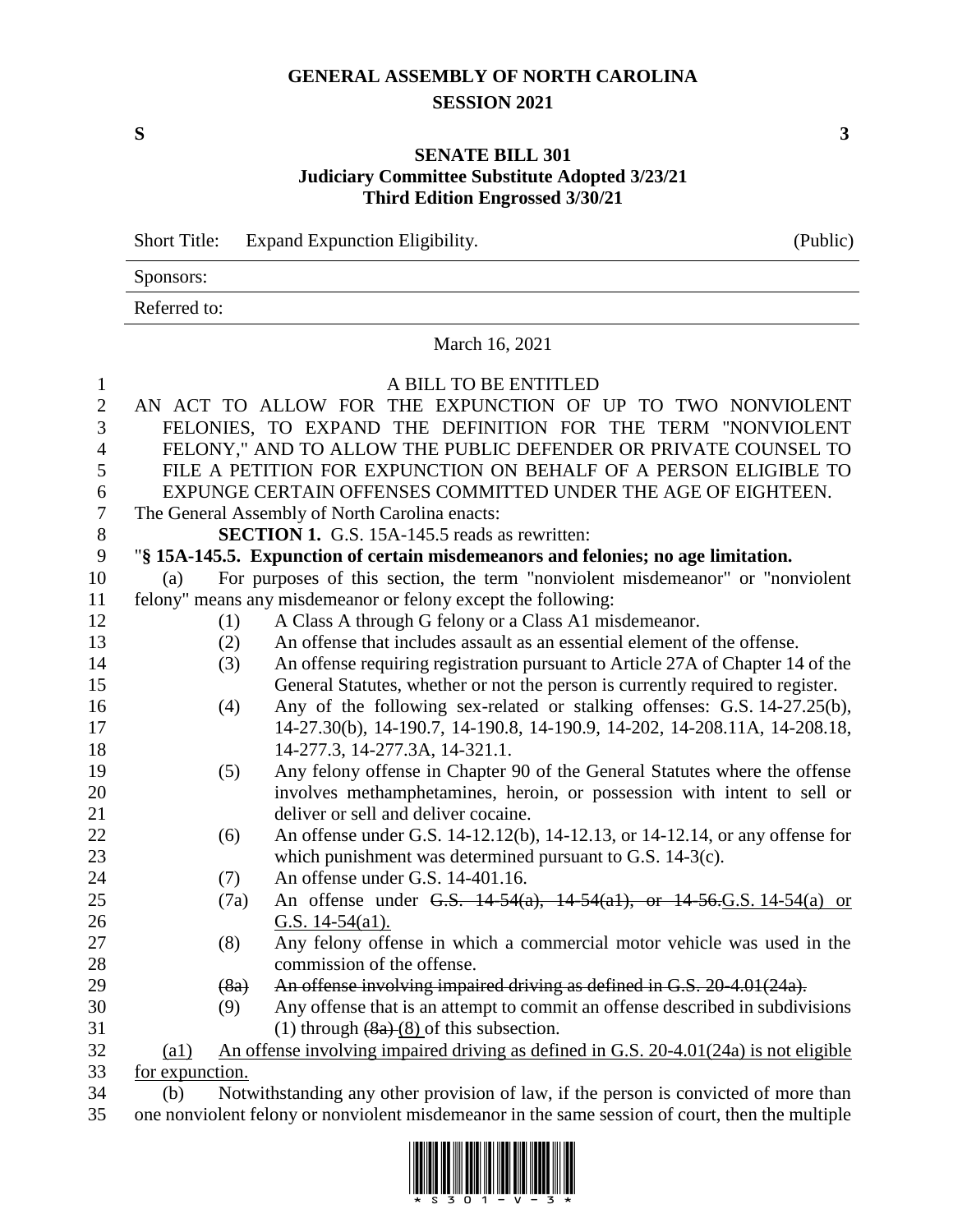# GENERAL ASSEMBLY OF NORTH CAROLINA
## SESSION 2021

**S** **3**

**SENATE BILL 301**
**Judiciary Committee Substitute Adopted 3/23/21**
**Third Edition Engrossed 3/30/21**

Short Title: Expand Expunction Eligibility. (Public)

Sponsors:

Referred to:

March 16, 2021

A BILL TO BE ENTITLED

AN ACT TO ALLOW FOR THE EXPUNCTION OF UP TO TWO NONVIOLENT FELONIES, TO EXPAND THE DEFINITION FOR THE TERM "NONVIOLENT FELONY," AND TO ALLOW THE PUBLIC DEFENDER OR PRIVATE COUNSEL TO FILE A PETITION FOR EXPUNCTION ON BEHALF OF A PERSON ELIGIBLE TO EXPUNGE CERTAIN OFFENSES COMMITTED UNDER THE AGE OF EIGHTEEN.

The General Assembly of North Carolina enacts:

**SECTION 1.** G.S. 15A-145.5 reads as rewritten:

"**§ 15A-145.5. Expunction of certain misdemeanors and felonies; no age limitation.**

(a) For purposes of this section, the term "nonviolent misdemeanor" or "nonviolent felony" means any misdemeanor or felony except the following:

(1) A Class A through G felony or a Class A1 misdemeanor.

(2) An offense that includes assault as an essential element of the offense.

(3) An offense requiring registration pursuant to Article 27A of Chapter 14 of the General Statutes, whether or not the person is currently required to register.

(4) Any of the following sex-related or stalking offenses: G.S. 14-27.25(b), 14-27.30(b), 14-190.7, 14-190.8, 14-190.9, 14-202, 14-208.11A, 14-208.18, 14-277.3, 14-277.3A, 14-321.1.

(5) Any felony offense in Chapter 90 of the General Statutes where the offense involves methamphetamines, heroin, or possession with intent to sell or deliver or sell and deliver cocaine.

(6) An offense under G.S. 14-12.12(b), 14-12.13, or 14-12.14, or any offense for which punishment was determined pursuant to G.S. 14-3(c).

(7) An offense under G.S. 14-401.16.

(7a) An offense under ~~G.S. 14-54(a), 14-54(a1), or 14-56.~~<u>G.S. 14-54(a) or G.S. 14-54(a1).</u>

(8) Any felony offense in which a commercial motor vehicle was used in the commission of the offense.

~~(8a) An offense involving impaired driving as defined in G.S. 20-4.01(24a).~~

(9) Any offense that is an attempt to commit an offense described in subdivisions (1) through ~~(8a)~~ <u>(8)</u> of this subsection.

<u>(a1) An offense involving impaired driving as defined in G.S. 20-4.01(24a) is not eligible for expunction.</u>

(b) Notwithstanding any other provision of law, if the person is convicted of more than one nonviolent felony or nonviolent misdemeanor in the same session of court, then the multiple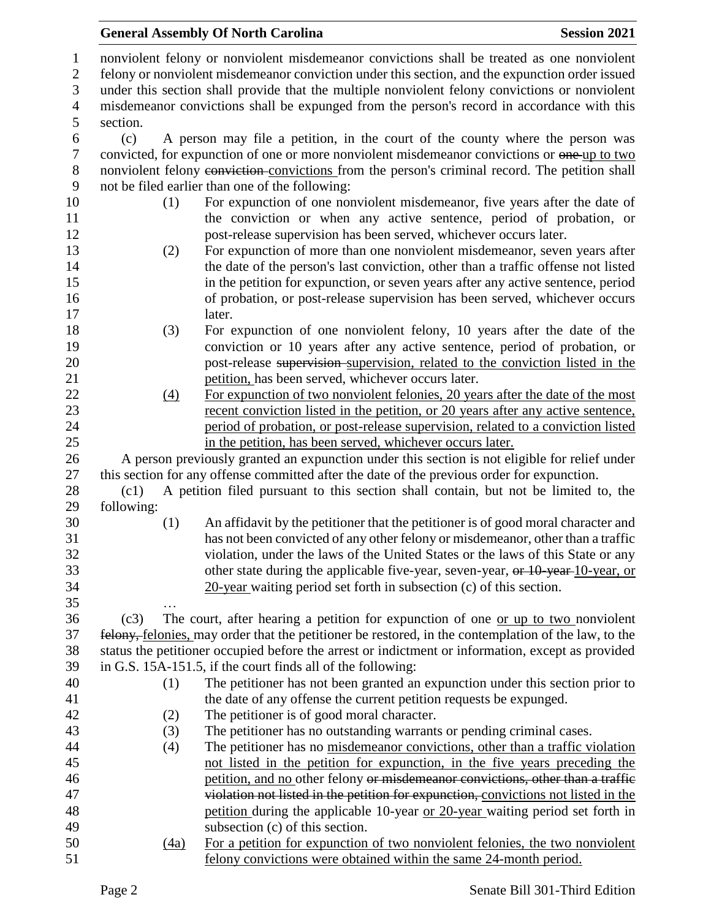nonviolent felony or nonviolent misdemeanor convictions shall be treated as one nonviolent felony or nonviolent misdemeanor conviction under this section, and the expunction order issued under this section shall provide that the multiple nonviolent felony convictions or nonviolent misdemeanor convictions shall be expunged from the person's record in accordance with this section.

(c) A person may file a petition, in the court of the county where the person was convicted, for expunction of one or more nonviolent misdemeanor convictions or ~~one~~ <u>up to two</u> nonviolent felony ~~conviction~~ <u>convictions</u> from the person's criminal record. The petition shall not be filed earlier than one of the following:

(1) For expunction of one nonviolent misdemeanor, five years after the date of the conviction or when any active sentence, period of probation, or post-release supervision has been served, whichever occurs later.

(2) For expunction of more than one nonviolent misdemeanor, seven years after the date of the person's last conviction, other than a traffic offense not listed in the petition for expunction, or seven years after any active sentence, period of probation, or post-release supervision has been served, whichever occurs later.

(3) For expunction of one nonviolent felony, 10 years after the date of the conviction or 10 years after any active sentence, period of probation, or post-release ~~supervision~~ <u>supervision, related to the conviction listed in the petition,</u> has been served, whichever occurs later.

<u>(4)</u> <u>For expunction of two nonviolent felonies, 20 years after the date of the most recent conviction listed in the petition, or 20 years after any active sentence, period of probation, or post-release supervision, related to a conviction listed in the petition, has been served, whichever occurs later.</u>

A person previously granted an expunction under this section is not eligible for relief under this section for any offense committed after the date of the previous order for expunction.

(c1) A petition filed pursuant to this section shall contain, but not be limited to, the following:

(1) An affidavit by the petitioner that the petitioner is of good moral character and has not been convicted of any other felony or misdemeanor, other than a traffic violation, under the laws of the United States or the laws of this State or any other state during the applicable five-year, seven-year, ~~or 10-year~~ <u>10-year, or 20-year</u> waiting period set forth in subsection (c) of this section.

…

(c3) The court, after hearing a petition for expunction of one <u>or up to two</u> nonviolent ~~felony,~~ <u>felonies,</u> may order that the petitioner be restored, in the contemplation of the law, to the status the petitioner occupied before the arrest or indictment or information, except as provided in G.S. 15A-151.5, if the court finds all of the following:

(1) The petitioner has not been granted an expunction under this section prior to the date of any offense the current petition requests be expunged.

(2) The petitioner is of good moral character.

(3) The petitioner has no outstanding warrants or pending criminal cases.

(4) The petitioner has no <u>misdemeanor convictions, other than a traffic violation not listed in the petition for expunction, in the five years preceding the petition, and no</u> other felony ~~or misdemeanor convictions, other than a traffic violation not listed in the petition for expunction,~~ <u>convictions not listed in the petition</u> during the applicable 10-year <u>or 20-year</u> waiting period set forth in subsection (c) of this section.

<u>(4a)</u> <u>For a petition for expunction of two nonviolent felonies, the two nonviolent felony convictions were obtained within the same 24-month period.</u>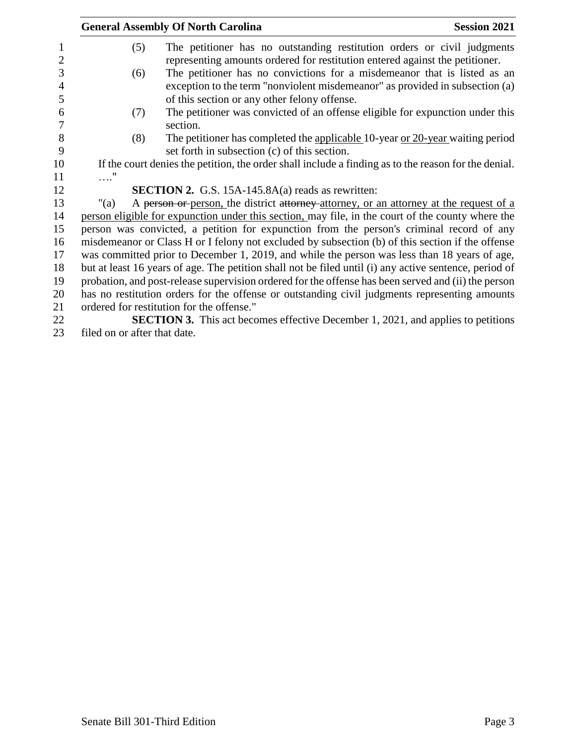(5) The petitioner has no outstanding restitution orders or civil judgments representing amounts ordered for restitution entered against the petitioner.

(6) The petitioner has no convictions for a misdemeanor that is listed as an exception to the term "nonviolent misdemeanor" as provided in subsection (a) of this section or any other felony offense.

(7) The petitioner was convicted of an offense eligible for expunction under this section.

(8) The petitioner has completed the <u>applicable</u> 10-year <u>or 20-year</u> waiting period set forth in subsection (c) of this section.

If the court denies the petition, the order shall include a finding as to the reason for the denial.

…."

**SECTION 2.** G.S. 15A-145.8A(a) reads as rewritten:

"(a) A ~~person or~~ <u>person,</u> the district ~~attorney~~ <u>attorney, or an attorney at the request of a person eligible for expunction under this section,</u> may file, in the court of the county where the person was convicted, a petition for expunction from the person's criminal record of any misdemeanor or Class H or I felony not excluded by subsection (b) of this section if the offense was committed prior to December 1, 2019, and while the person was less than 18 years of age, but at least 16 years of age. The petition shall not be filed until (i) any active sentence, period of probation, and post-release supervision ordered for the offense has been served and (ii) the person has no restitution orders for the offense or outstanding civil judgments representing amounts ordered for restitution for the offense."

**SECTION 3.** This act becomes effective December 1, 2021, and applies to petitions filed on or after that date.